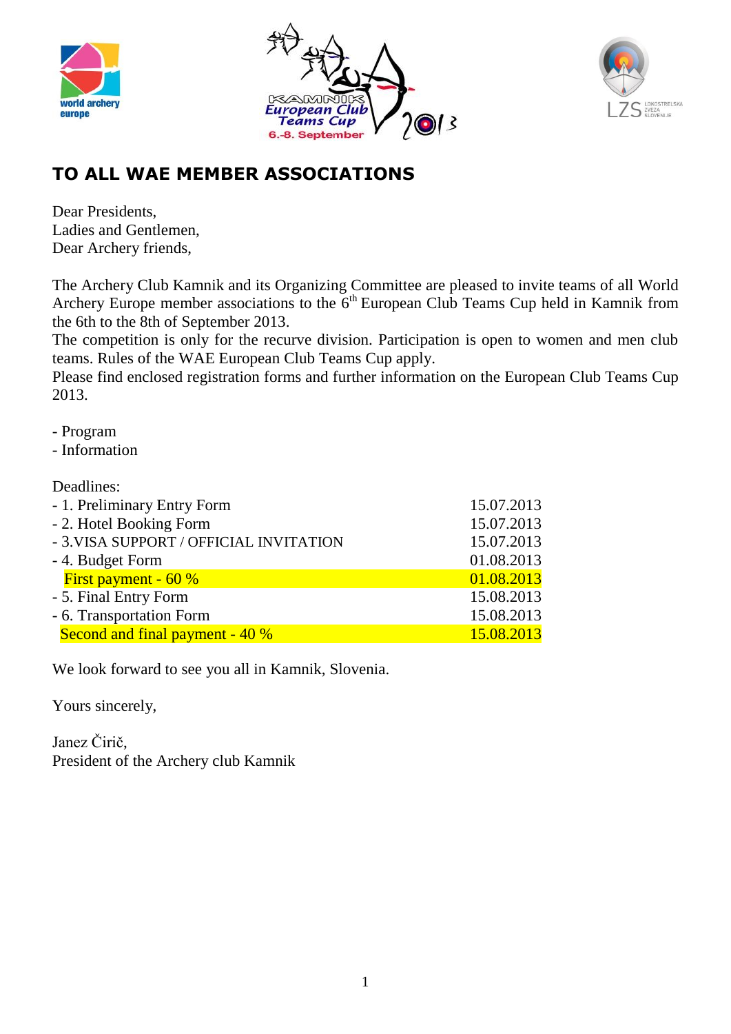# TO ALL WAE MEMBER ASSOCIATIONS

Dear Presidents,
Ladies and Gentlemen,
Dear Archery friends,

The Archery Club Kamnik and its Organizing Committee are pleased to invite teams of all World Archery Europe member associations to the 6th European Club Teams Cup held in Kamnik from the 6th to the 8th of September 2013.
The competition is only for the recurve division. Participation is open to women and men club teams. Rules of the WAE European Club Teams Cup apply.
Please find enclosed registration forms and further information on the European Club Teams Cup 2013.

- Program
- Information

Deadlines:

| | |
|---|---|
| - 1. Preliminary Entry Form | 15.07.2013 |
| - 2. Hotel Booking Form | 15.07.2013 |
| - 3.VISA SUPPORT / OFFICIAL INVITATION | 15.07.2013 |
| - 4. Budget Form | 01.08.2013 |
| First payment - 60 % | 01.08.2013 |
| - 5. Final Entry Form | 15.08.2013 |
| - 6. Transportation Form | 15.08.2013 |
| Second and final payment - 40 % | 15.08.2013 |

We look forward to see you all in Kamnik, Slovenia.

Yours sincerely,

Janez Čirič,
President of the Archery club Kamnik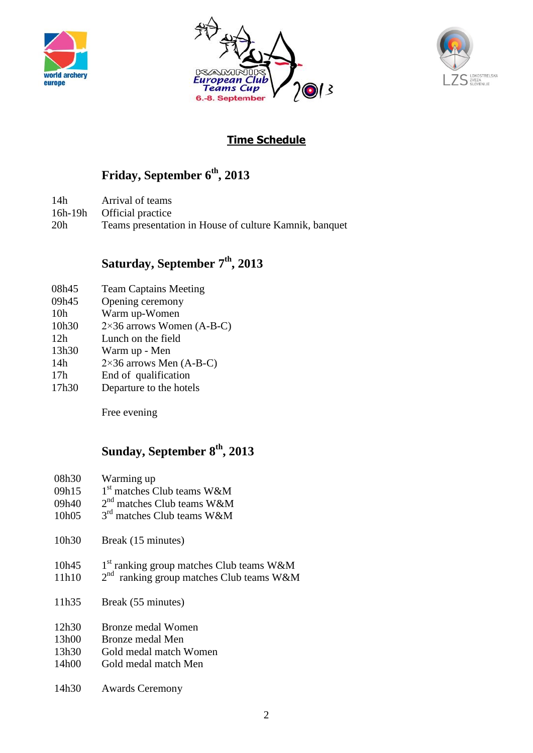# Time Schedule

## Friday, September 6th, 2013

| | |
|---|---|
| 14h | Arrival of teams |
| 16h-19h | Official practice |
| 20h | Teams presentation in House of culture Kamnik, banquet |

## Saturday, September 7th, 2013

| | |
|---|---|
| 08h45 | Team Captains Meeting |
| 09h45 | Opening ceremony |
| 10h | Warm up-Women |
| 10h30 | 2×36 arrows Women (A-B-C) |
| 12h | Lunch on the field |
| 13h30 | Warm up - Men |
| 14h | 2×36 arrows Men (A-B-C) |
| 17h | End of qualification |
| 17h30 | Departure to the hotels |

Free evening

## Sunday, September 8th, 2013

| | |
|---|---|
| 08h30 | Warming up |
| 09h15 | 1st matches Club teams W&M |
| 09h40 | 2nd matches Club teams W&M |
| 10h05 | 3rd matches Club teams W&M |
| 10h30 | Break (15 minutes) |
| 10h45 | 1st ranking group matches Club teams W&M |
| 11h10 | 2nd ranking group matches Club teams W&M |
| 11h35 | Break (55 minutes) |
| 12h30 | Bronze medal Women |
| 13h00 | Bronze medal Men |
| 13h30 | Gold medal match Women |
| 14h00 | Gold medal match Men |
| 14h30 | Awards Ceremony |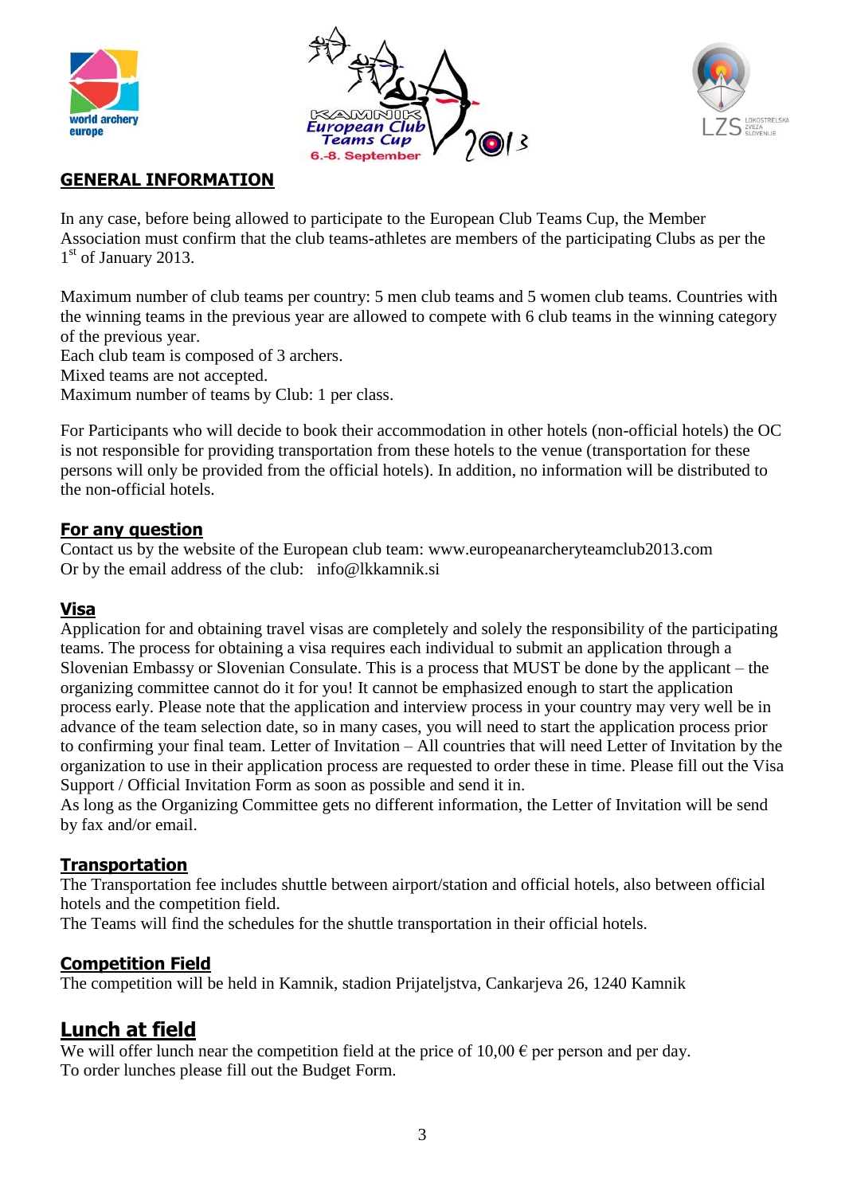## GENERAL INFORMATION

In any case, before being allowed to participate to the European Club Teams Cup, the Member Association must confirm that the club teams-athletes are members of the participating Clubs as per the 1st of January 2013.

Maximum number of club teams per country: 5 men club teams and 5 women club teams. Countries with the winning teams in the previous year are allowed to compete with 6 club teams in the winning category of the previous year.
Each club team is composed of 3 archers.
Mixed teams are not accepted.
Maximum number of teams by Club: 1 per class.

For Participants who will decide to book their accommodation in other hotels (non-official hotels) the OC is not responsible for providing transportation from these hotels to the venue (transportation for these persons will only be provided from the official hotels). In addition, no information will be distributed to the non-official hotels.

### For any question

Contact us by the website of the European club team: www.europeanarcheryteamclub2013.com
Or by the email address of the club: info@lkkamnik.si

### Visa

Application for and obtaining travel visas are completely and solely the responsibility of the participating teams. The process for obtaining a visa requires each individual to submit an application through a Slovenian Embassy or Slovenian Consulate. This is a process that MUST be done by the applicant – the organizing committee cannot do it for you! It cannot be emphasized enough to start the application process early. Please note that the application and interview process in your country may very well be in advance of the team selection date, so in many cases, you will need to start the application process prior to confirming your final team. Letter of Invitation – All countries that will need Letter of Invitation by the organization to use in their application process are requested to order these in time. Please fill out the Visa Support / Official Invitation Form as soon as possible and send it in.
As long as the Organizing Committee gets no different information, the Letter of Invitation will be send by fax and/or email.

### Transportation

The Transportation fee includes shuttle between airport/station and official hotels, also between official hotels and the competition field.
The Teams will find the schedules for the shuttle transportation in their official hotels.

### Competition Field

The competition will be held in Kamnik, stadion Prijateljstva, Cankarjeva 26, 1240 Kamnik

## Lunch at field

We will offer lunch near the competition field at the price of 10,00 € per person and per day.
To order lunches please fill out the Budget Form.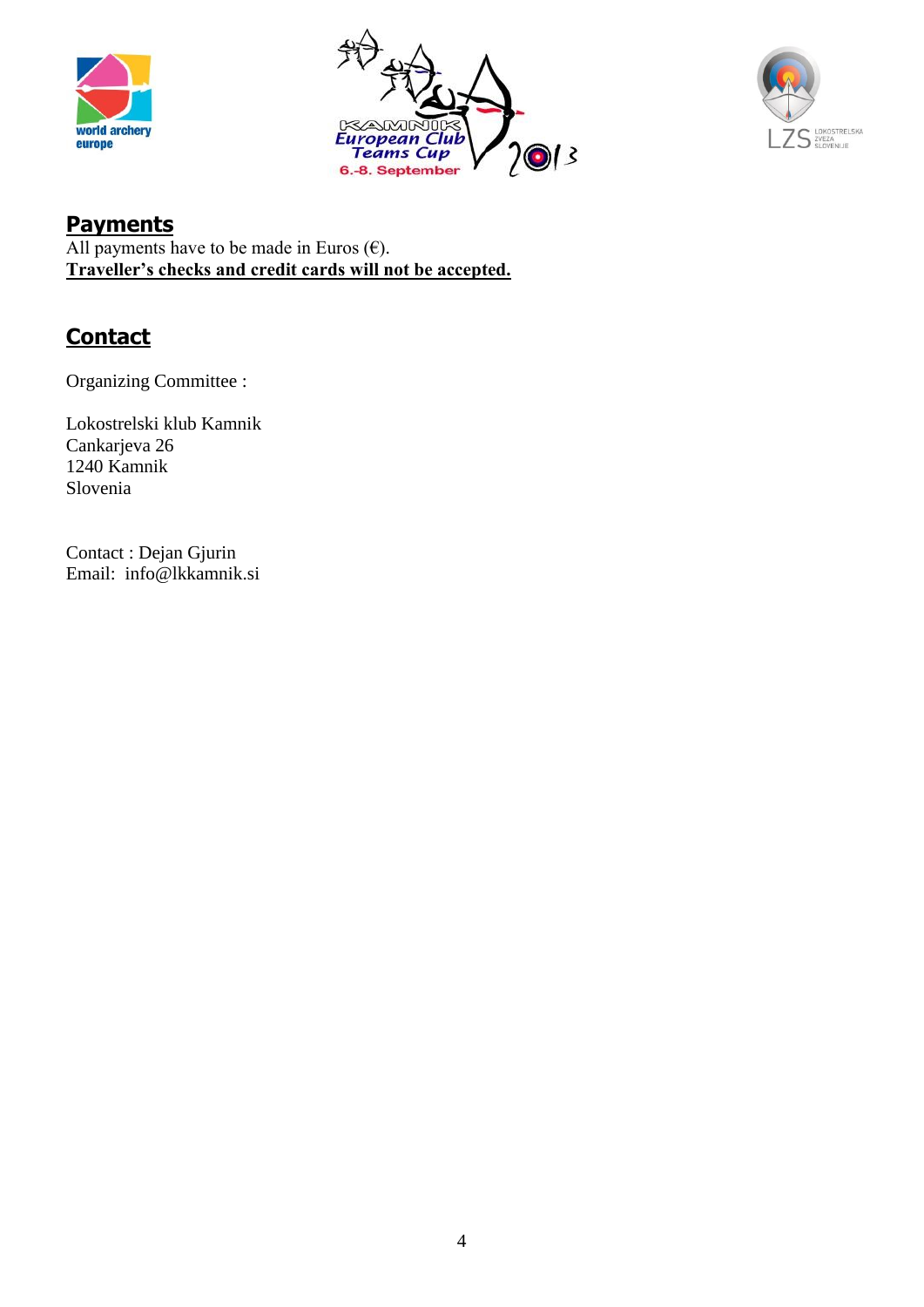## Payments

All payments have to be made in Euros (€).
**Traveller's checks and credit cards will not be accepted.**

## Contact

Organizing Committee :

Lokostrelski klub Kamnik
Cankarjeva 26
1240 Kamnik
Slovenia

Contact : Dejan Gjurin
Email: info@lkkamnik.si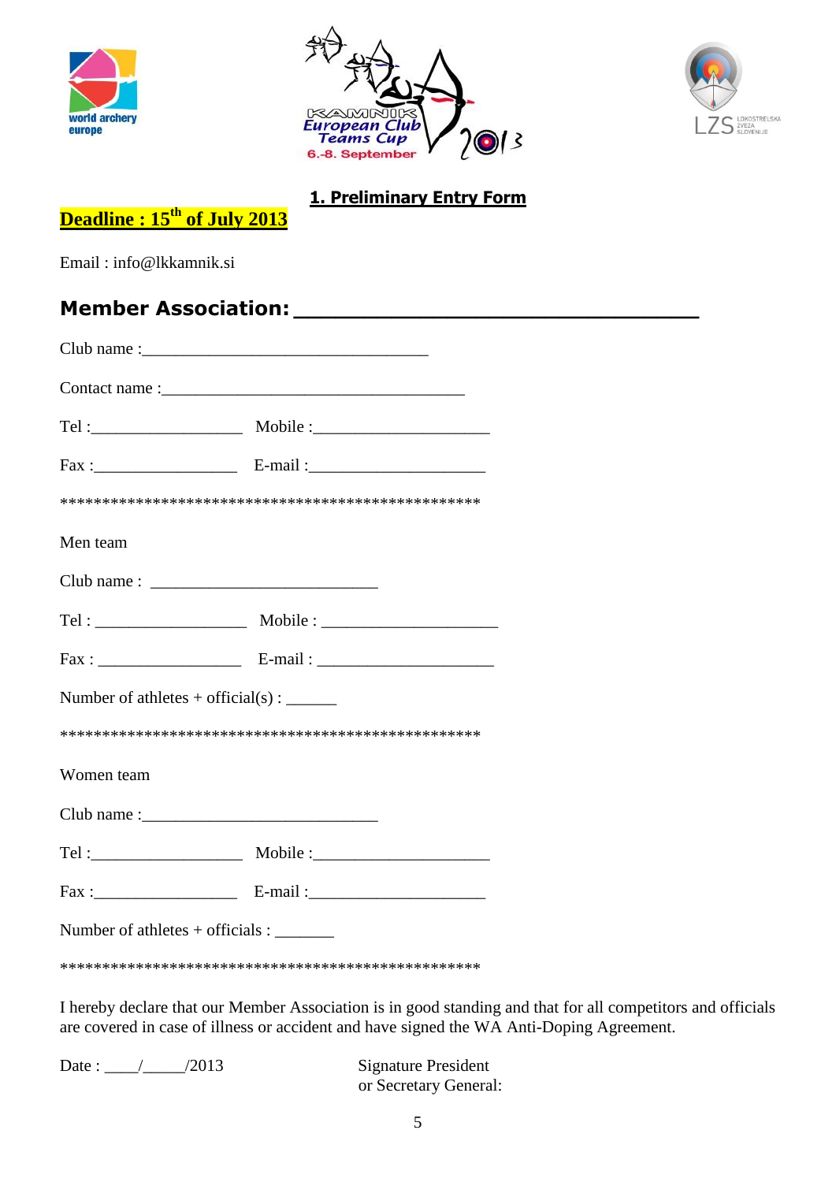## 1. Preliminary Entry Form

**Deadline : 15th of July 2013**

Email : info@lkkamnik.si

## Member Association: ______________________________

Club name :_________________________________

Contact name :___________________________________

Tel :_________________ Mobile :____________________

Fax :________________ E-mail :____________________

**************************************************

Men team

Club name : __________________________

Tel : _________________ Mobile : ____________________

Fax : ________________ E-mail : ____________________

Number of athletes + official(s) : _____

**************************************************

Women team

Club name :___________________________

Tel :_________________ Mobile :____________________

Fax :________________ E-mail :____________________

Number of athletes + officials : ______

**************************************************

I hereby declare that our Member Association is in good standing and that for all competitors and officials are covered in case of illness or accident and have signed the WA Anti-Doping Agreement.

Date : ____/_____/2013

Signature President or Secretary General: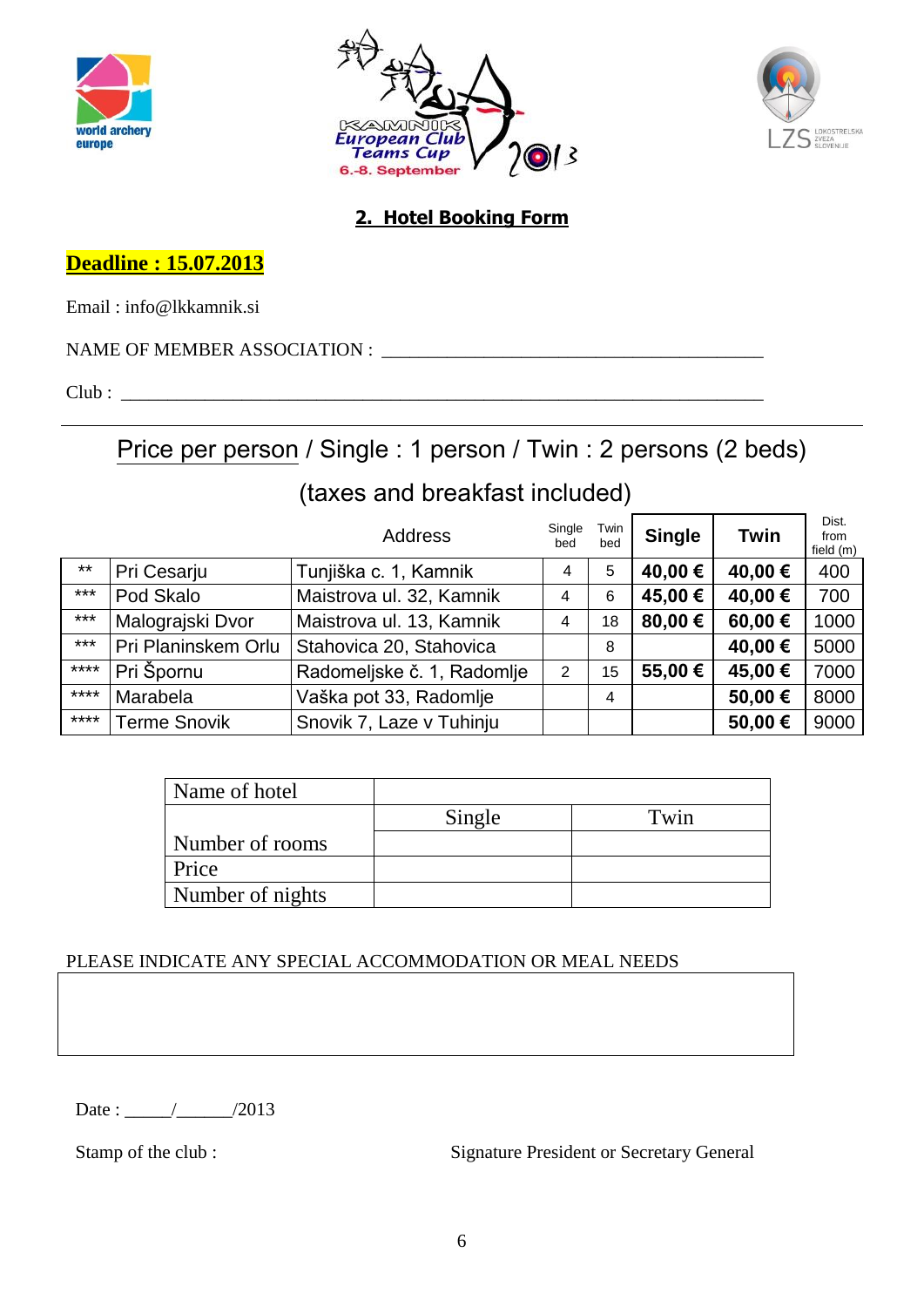## 2. Hotel Booking Form

**Deadline : 15.07.2013**

Email : info@lkkamnik.si

NAME OF MEMBER ASSOCIATION : ___________________________________________

Club : ___________________________________________________________________________

Price per person / Single : 1 person / Twin : 2 persons (2 beds)

(taxes and breakfast included)

| | | Address | Single bed | Twin bed | Single | Twin | Dist. from field (m) |
|---|---|---|---|---|---|---|---|
| ** | Pri Cesarju | Tunjiška c. 1, Kamnik | 4 | 5 | **40,00 €** | **40,00 €** | 400 |
| *** | Pod Skalo | Maistrova ul. 32, Kamnik | 4 | 6 | **45,00 €** | **40,00 €** | 700 |
| *** | Malograjski Dvor | Maistrova ul. 13, Kamnik | 4 | 18 | **80,00 €** | **60,00 €** | 1000 |
| *** | Pri Planinskem Orlu | Stahovica 20, Stahovica | | 8 | | **40,00 €** | 5000 |
| **** | Pri Špornu | Radomeljske č. 1, Radomlje | 2 | 15 | **55,00 €** | **45,00 €** | 7000 |
| **** | Marabela | Vaška pot 33, Radomlje | | 4 | | **50,00 €** | 8000 |
| **** | Terme Snovik | Snovik 7, Laze v Tuhinju | | | | **50,00 €** | 9000 |

| Name of hotel | | |
|---|---|---|
| | Single | Twin |
| Number of rooms | | |
| Price | | |
| Number of nights | | |

PLEASE INDICATE ANY SPECIAL ACCOMMODATION OR MEAL NEEDS

Date : _____/______/2013

Stamp of the club :

Signature President or Secretary General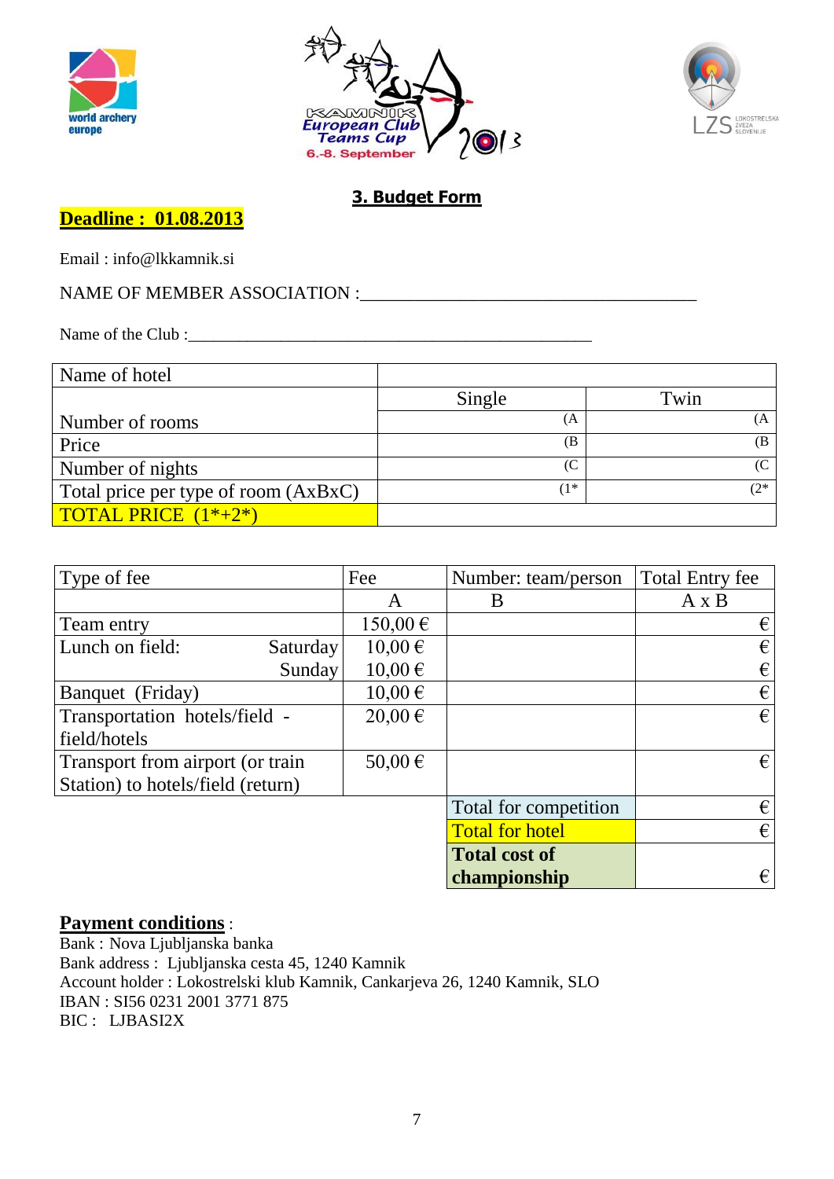## 3. Budget Form

**Deadline : 01.08.2013**

Email : info@lkkamnik.si

NAME OF MEMBER ASSOCIATION :_______________________________________

Name of the Club :_______________________________________________

| Name of hotel | | |
|---|---|---|
| | Single | Twin |
| Number of rooms | (A | (A |
| Price | (B | (B |
| Number of nights | (C | (C |
| Total price per type of room (AxBxC) | (1* | (2* |
| TOTAL PRICE (1*+2*) | | |

| Type of fee | | Fee | Number: team/person | Total Entry fee |
|---|---|---|---|---|
| | | A | B | A x B |
| Team entry | | 150,00 € | | € |
| Lunch on field: | Saturday | 10,00 € | | € |
| | Sunday | 10,00 € | | € |
| Banquet (Friday) | | 10,00 € | | € |
| Transportation hotels/field - field/hotels | | 20,00 € | | € |
| Transport from airport (or train Station) to hotels/field (return) | | 50,00 € | | € |
| | | | Total for competition | € |
| | | | Total for hotel | € |
| | | | **Total cost of championship** | € |

**Payment conditions** :
Bank : Nova Ljubljanska banka
Bank address : Ljubljanska cesta 45, 1240 Kamnik
Account holder : Lokostrelski klub Kamnik, Cankarjeva 26, 1240 Kamnik, SLO
IBAN : SI56 0231 2001 3771 875
BIC : LJBASI2X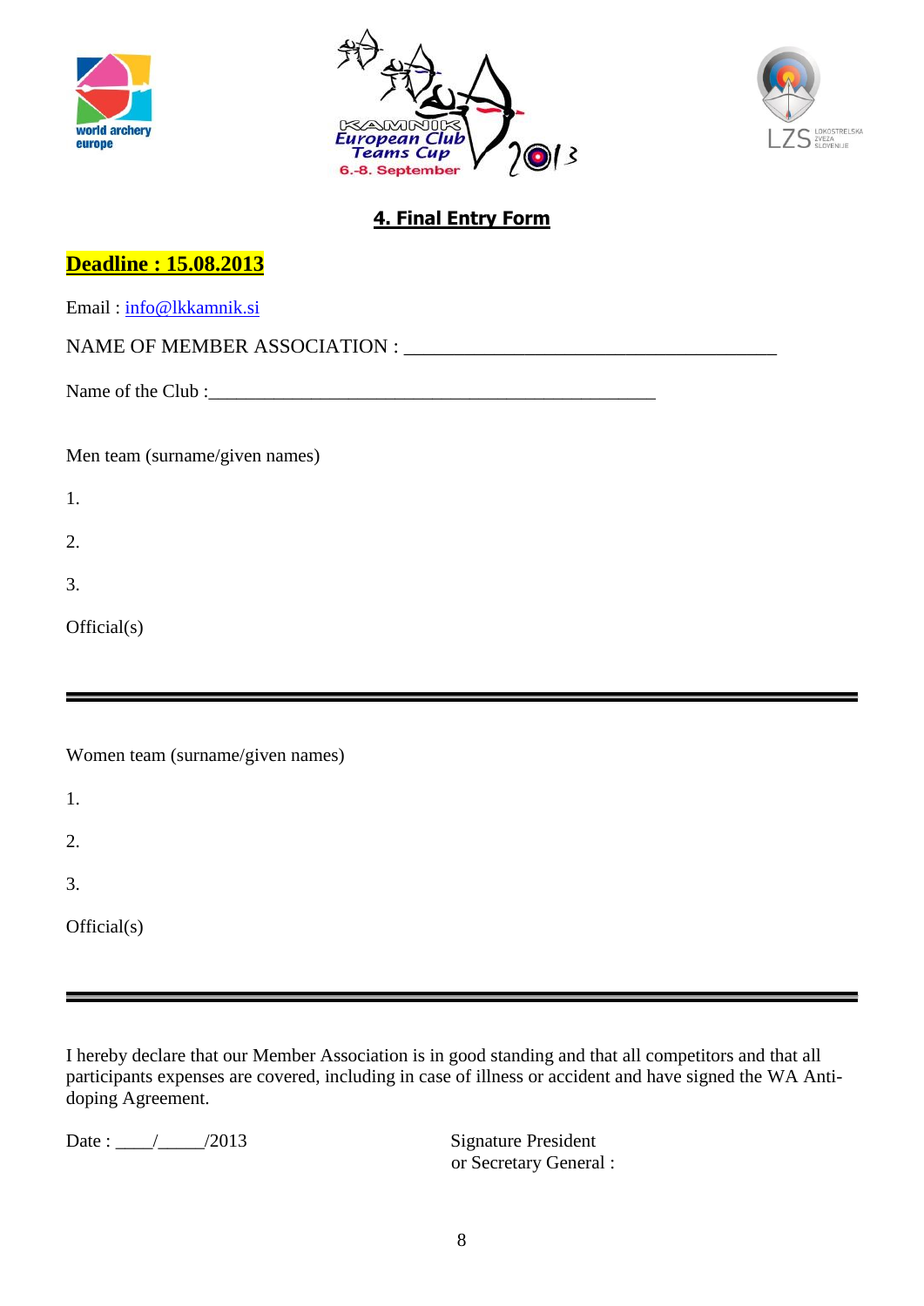# 4. Final Entry Form

**Deadline : 15.08.2013**

Email : info@lkkamnik.si

NAME OF MEMBER ASSOCIATION : ______________________________________

Name of the Club :______________________________________________

Men team (surname/given names)

1.

2.

3.

Official(s)

---

Women team (surname/given names)

1.

2.

3.

Official(s)

---

I hereby declare that our Member Association is in good standing and that all competitors and that all participants expenses are covered, including in case of illness or accident and have signed the WA Anti-doping Agreement.

Date : ____/_____/2013

Signature President
or Secretary General :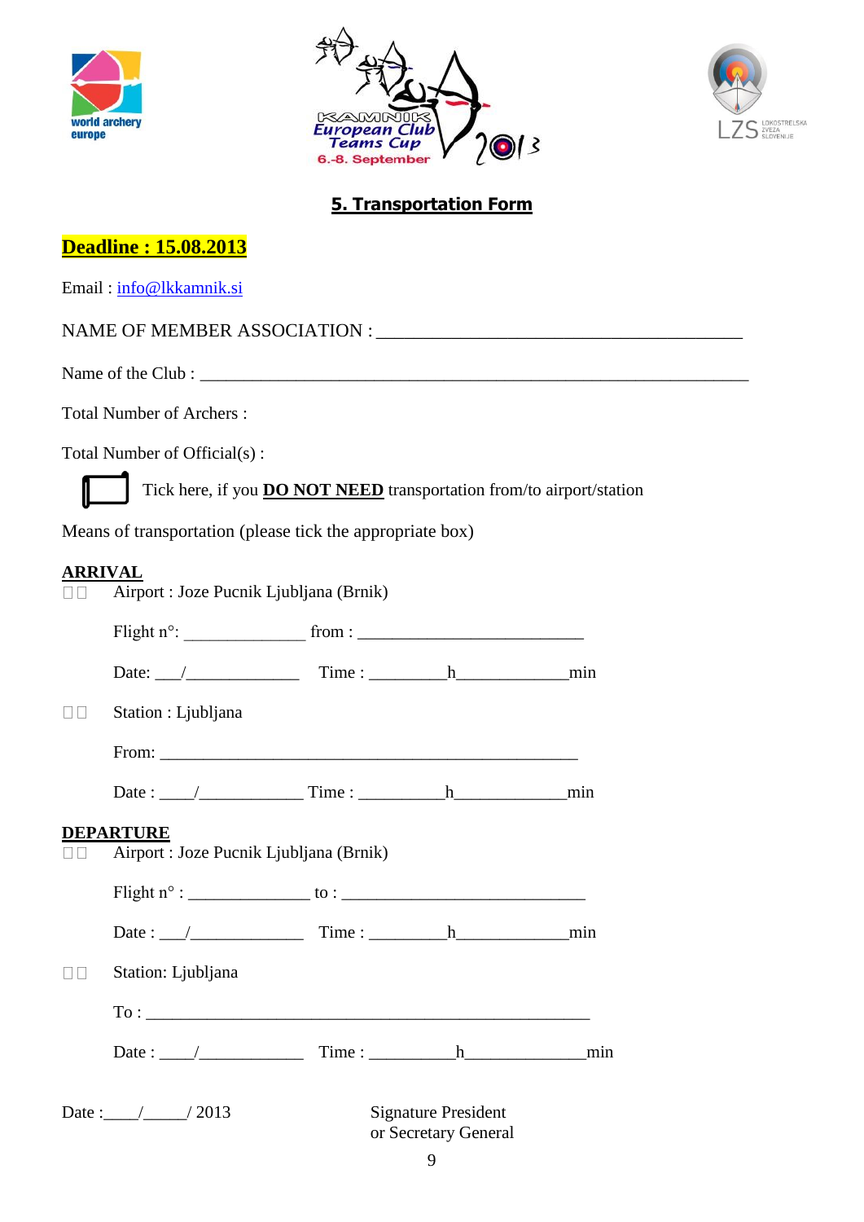## 5. Transportation Form

**Deadline : 15.08.2013**

Email : info@lkkamnik.si

NAME OF MEMBER ASSOCIATION : ________________________________________

Name of the Club : ____________________________________________________________

Total Number of Archers :

Total Number of Official(s) :

☐ Tick here, if you **DO NOT NEED** transportation from/to airport/station

Means of transportation (please tick the appropriate box)

**ARRIVAL**

☐ Airport : Joze Pucnik Ljubljana (Brnik)

Flight n°: _____________ from : _________________________

Date: ___/_____________ Time : ________h____________min

☐ Station : Ljubljana

From: ______________________________________________

Date : ____/___________ Time : _________h____________min

**DEPARTURE**

☐ Airport : Joze Pucnik Ljubljana (Brnik)

Flight n° : _____________ to : ___________________________

Date : ___/_____________ Time : ________h____________min

☐ Station: Ljubljana

To : _________________________________________________

Date : ____/___________ Time : _________h_____________min

Date :____/_____/ 2013

Signature President
or Secretary General